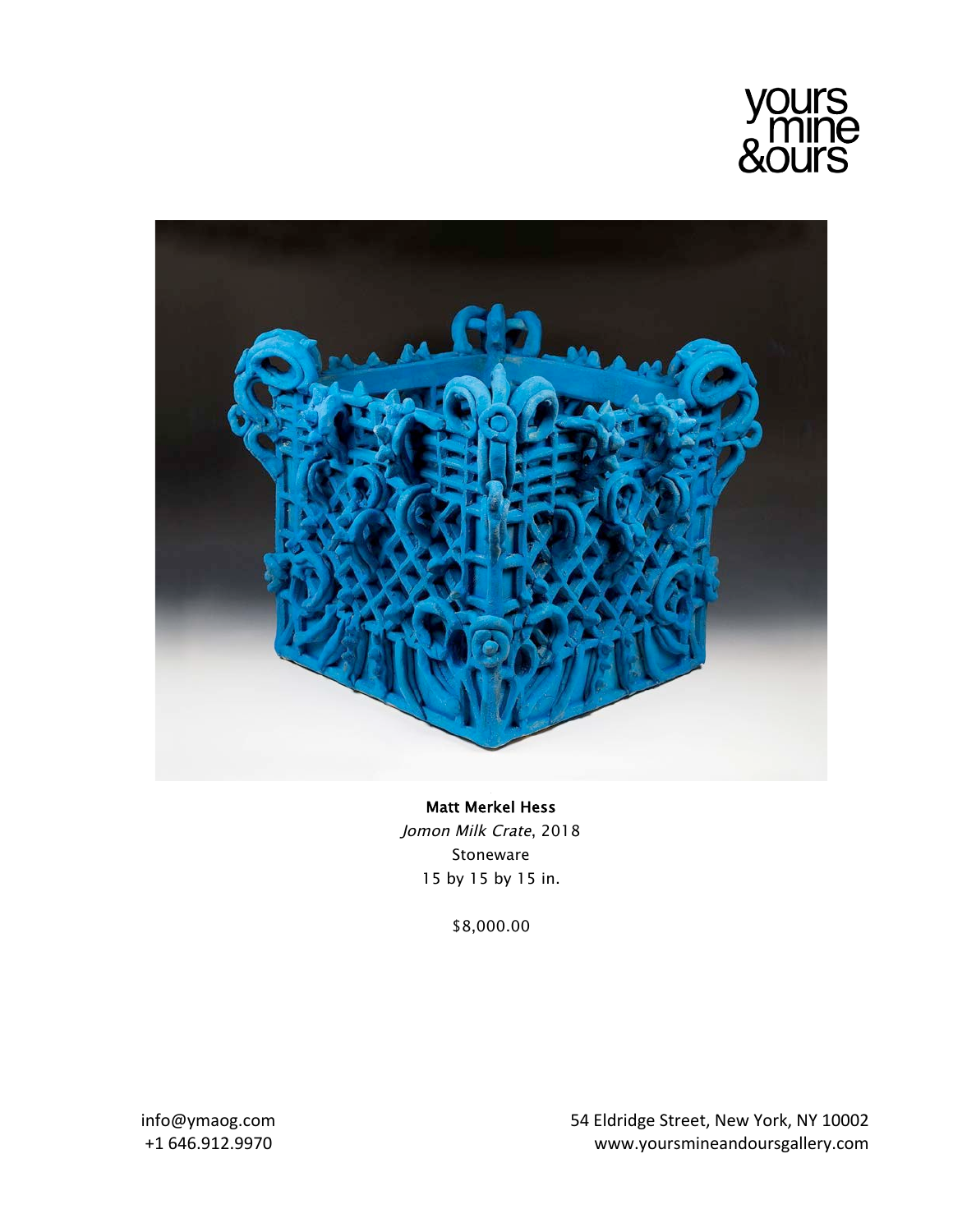yours
mine
&ours

**Matt Merkel Hess**
*Jomon Milk Crate*, 2018
Stoneware
15 by 15 by 15 in.

$8,000.00

info@ymaog.com
+1 646.912.9970

54 Eldridge Street, New York, NY 10002
www.yoursmineandoursgallery.com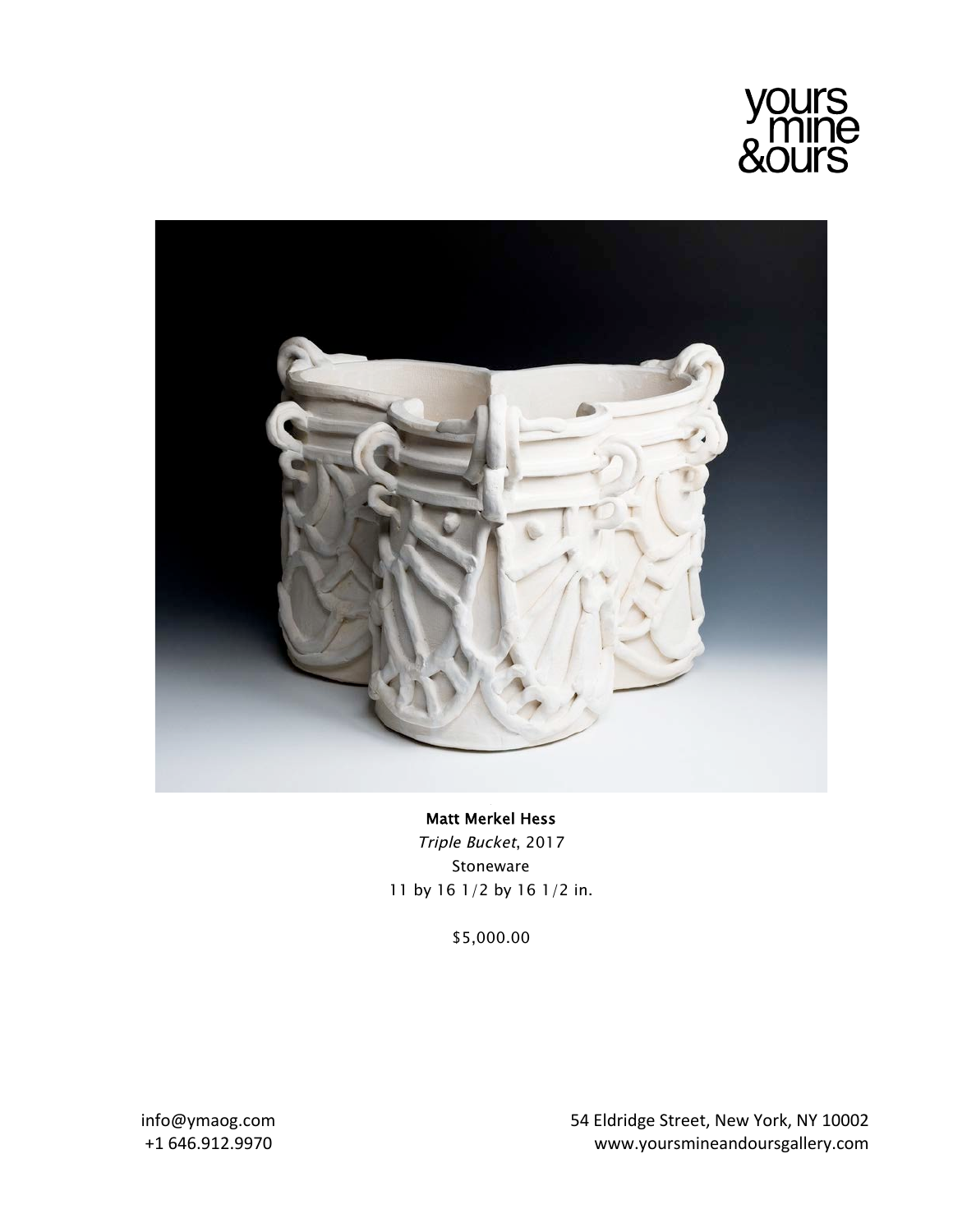yours mine &ours

**Matt Merkel Hess**

*Triple Bucket*, 2017

Stoneware

11 by 16 1/2 by 16 1/2 in.

$5,000.00

info@ymaog.com
+1 646.912.9970

54 Eldridge Street, New York, NY 10002
www.yoursmineandoursgallery.com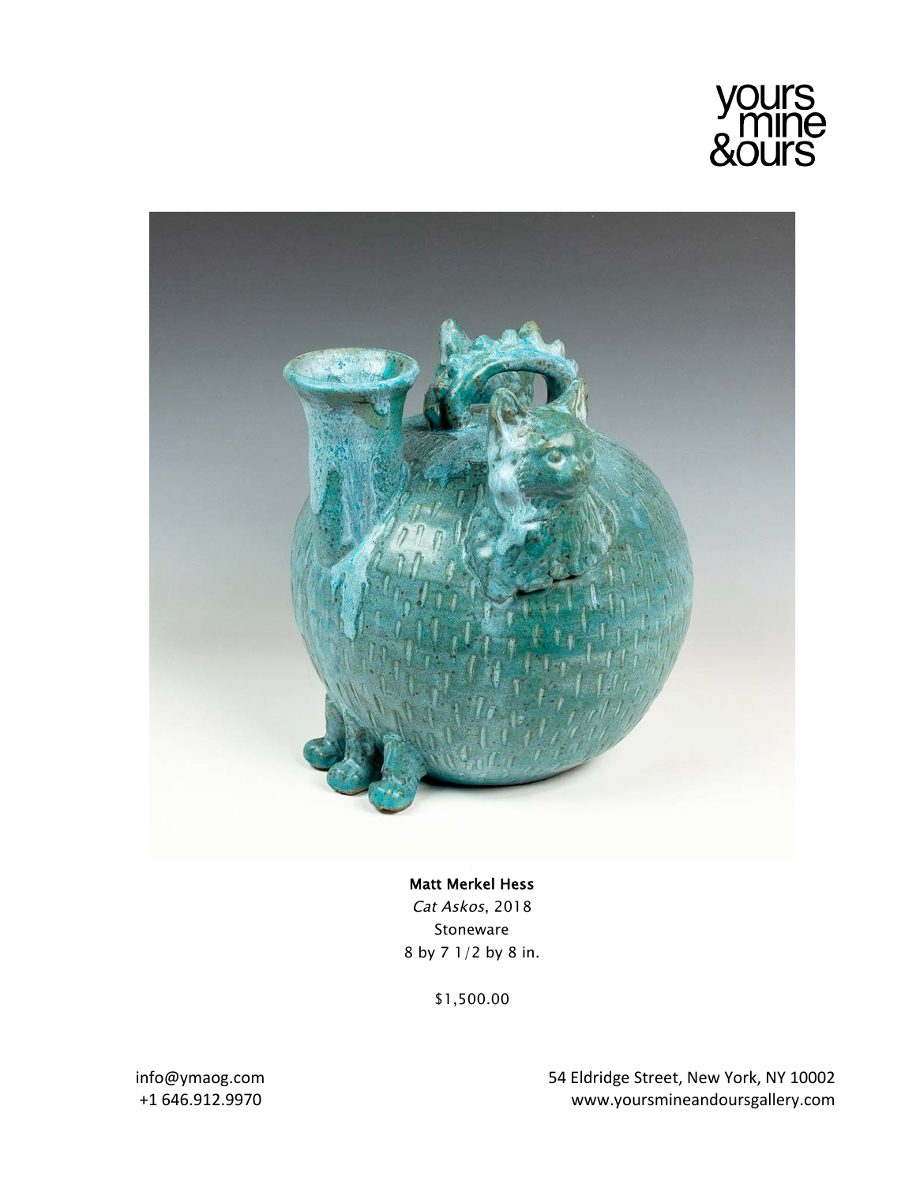**Matt Merkel Hess**
*Cat Askos*, 2018
Stoneware
8 by 7 1/2 by 8 in.

$1,500.00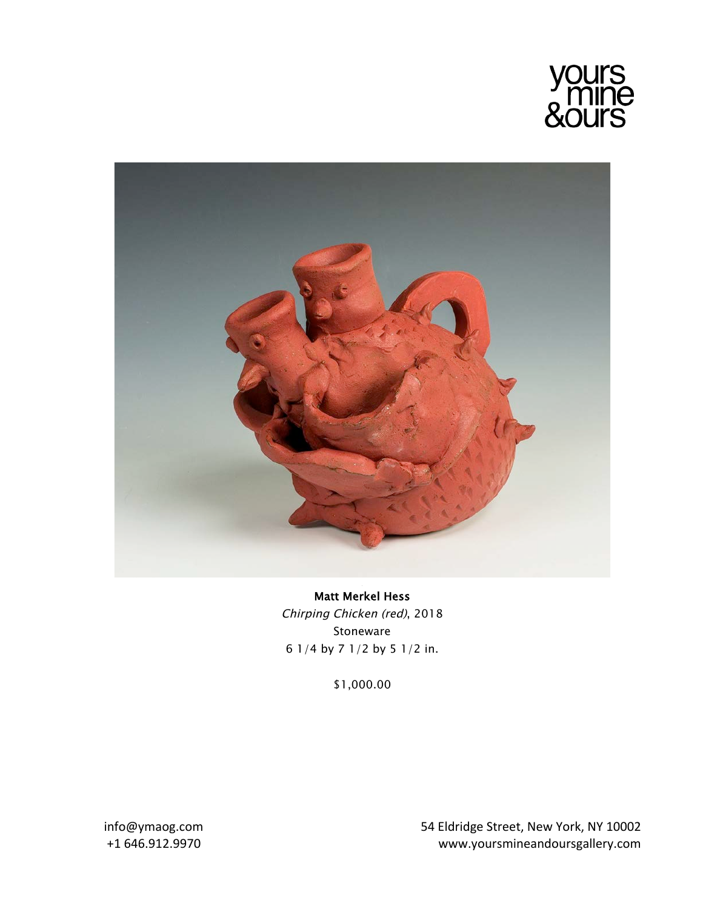yours
mine
&ours

**Matt Merkel Hess**
*Chirping Chicken (red)*, 2018
Stoneware
6 1/4 by 7 1/2 by 5 1/2 in.

$1,000.00

info@ymaog.com
+1 646.912.9970

54 Eldridge Street, New York, NY 10002
www.yoursmineandoursgallery.com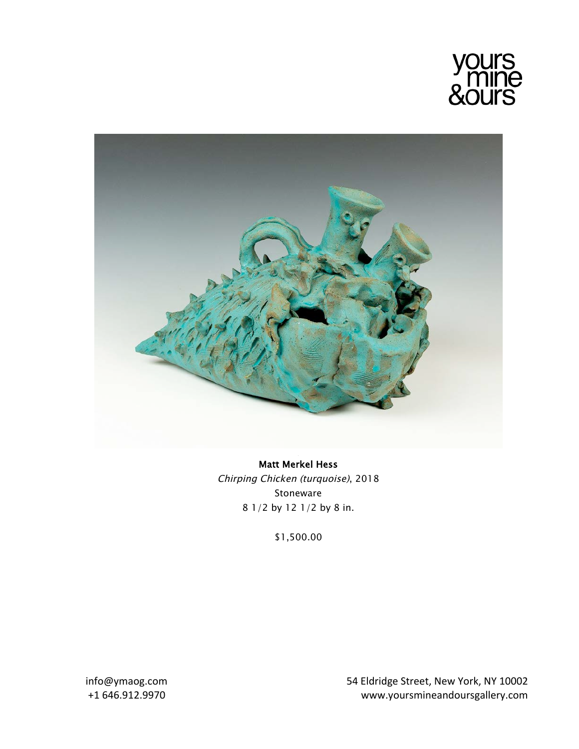**Matt Merkel Hess**
*Chirping Chicken (turquoise)*, 2018
Stoneware
8 1/2 by 12 1/2 by 8 in.

$1,500.00

info@ymaog.com
+1 646.912.9970

54 Eldridge Street, New York, NY 10002
www.yoursmineandoursgallery.com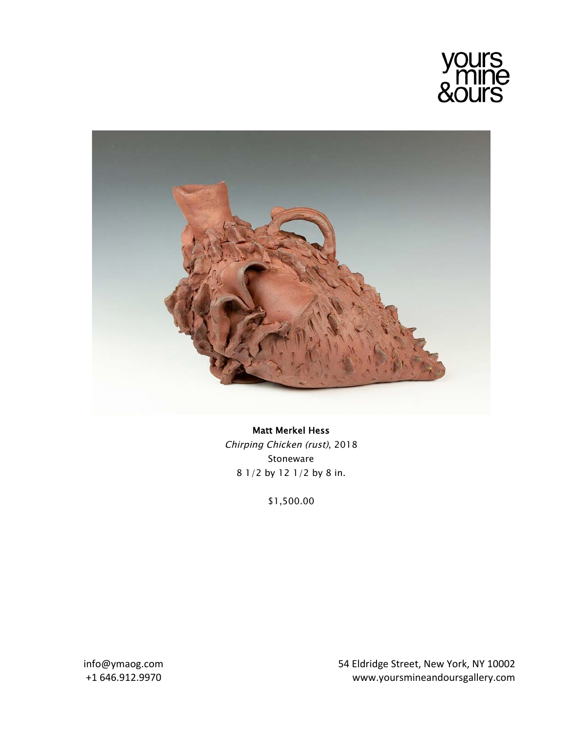yours mine &ours

**Matt Merkel Hess**
*Chirping Chicken (rust)*, 2018
Stoneware
8 1/2 by 12 1/2 by 8 in.

$1,500.00

info@ymaog.com
+1 646.912.9970

54 Eldridge Street, New York, NY 10002
www.yoursmineandoursgallery.com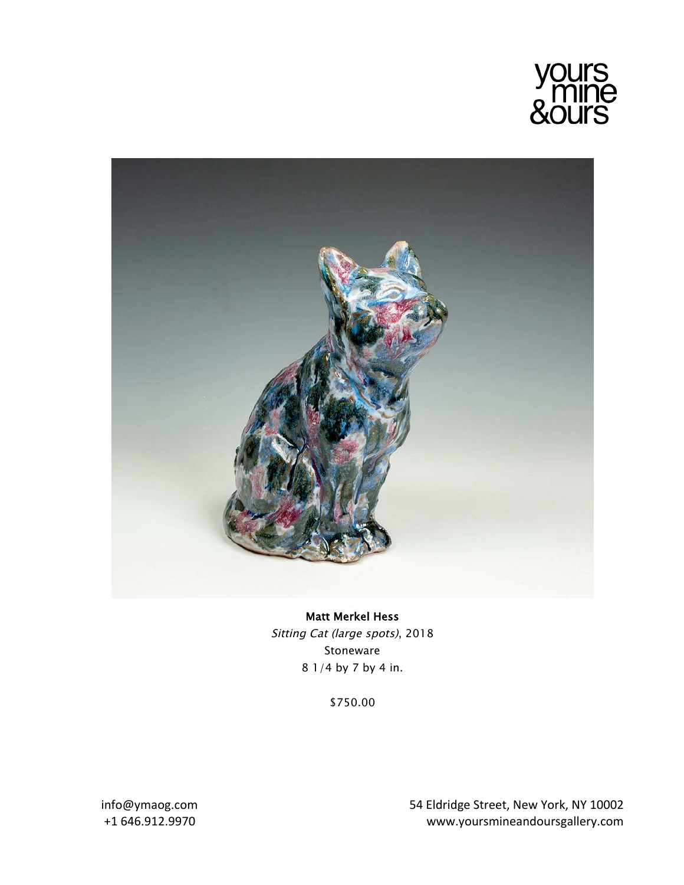yours mine &ours

**Matt Merkel Hess**
*Sitting Cat (large spots)*, 2018
Stoneware
8 1/4 by 7 by 4 in.

$750.00

info@ymaog.com
+1 646.912.9970

54 Eldridge Street, New York, NY 10002
www.yoursmineandoursgallery.com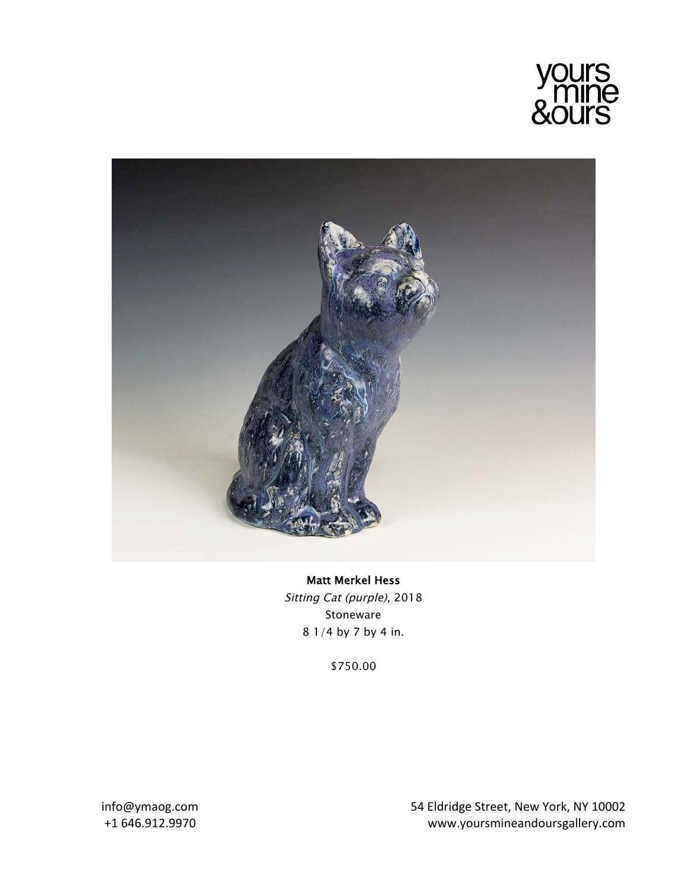yours
mine
&ours

**Matt Merkel Hess**
*Sitting Cat (purple)*, 2018
Stoneware
8 1/4 by 7 by 4 in.

$750.00

info@ymaog.com
+1 646.912.9970

54 Eldridge Street, New York, NY 10002
www.yoursmineandoursgallery.com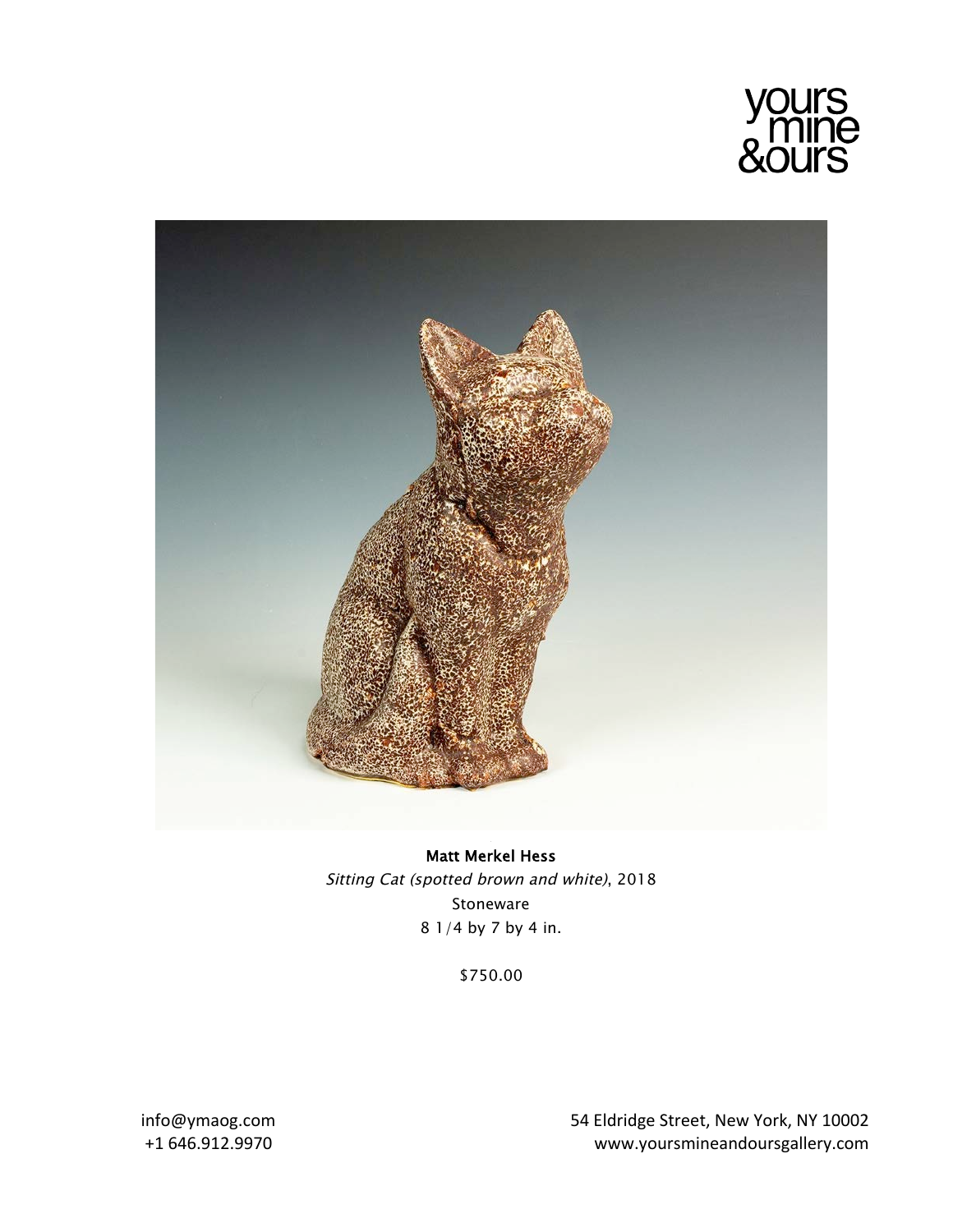yours mine &ours

**Matt Merkel Hess**

*Sitting Cat (spotted brown and white)*, 2018

Stoneware

8 1/4 by 7 by 4 in.

$750.00

info@ymaog.com
+1 646.912.9970

54 Eldridge Street, New York, NY 10002
www.yoursmineandoursgallery.com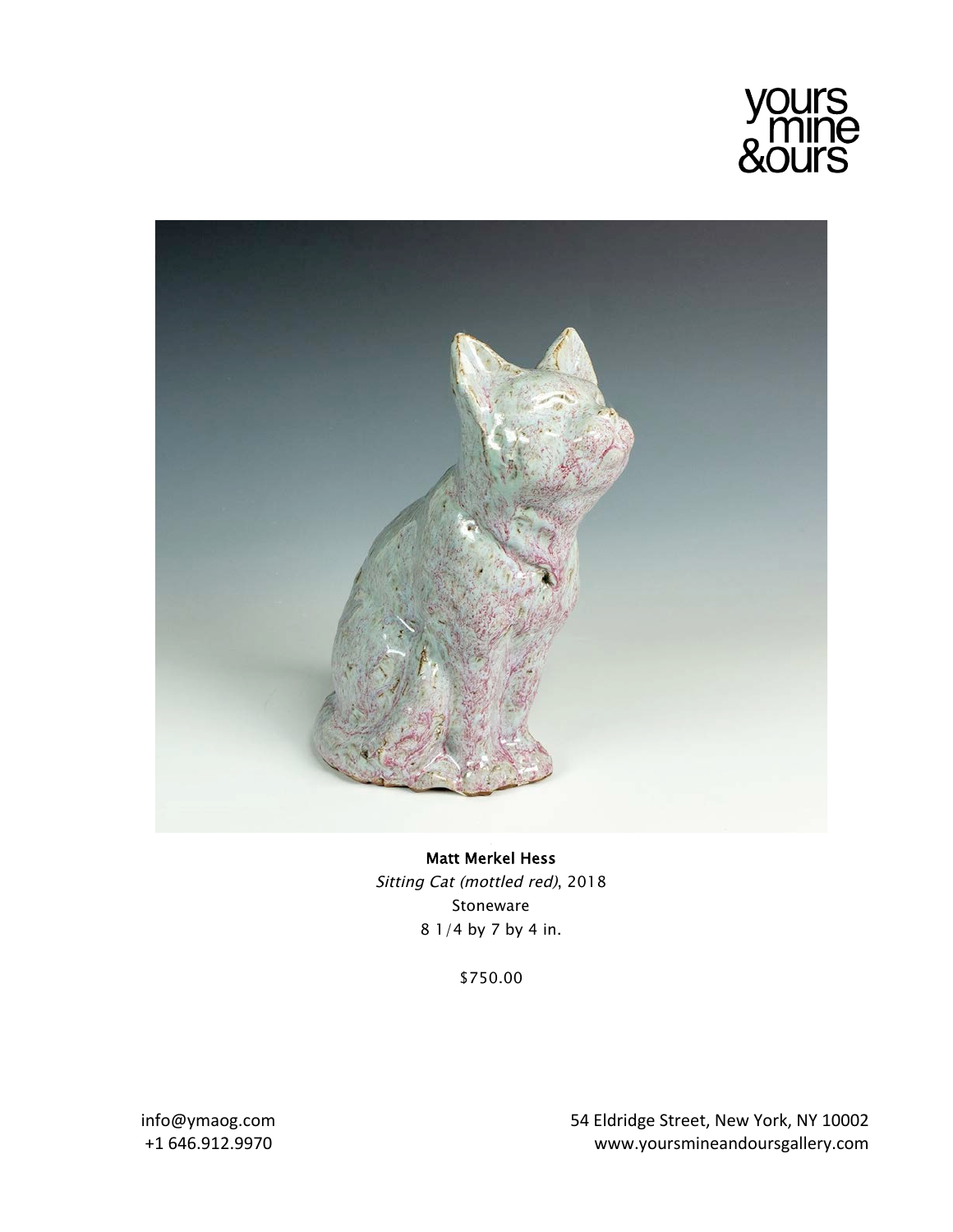yours mine &ours

**Matt Merkel Hess**
*Sitting Cat (mottled red)*, 2018
Stoneware
8 1/4 by 7 by 4 in.

$750.00

info@ymaog.com
+1 646.912.9970

54 Eldridge Street, New York, NY 10002
www.yoursmineandoursgallery.com